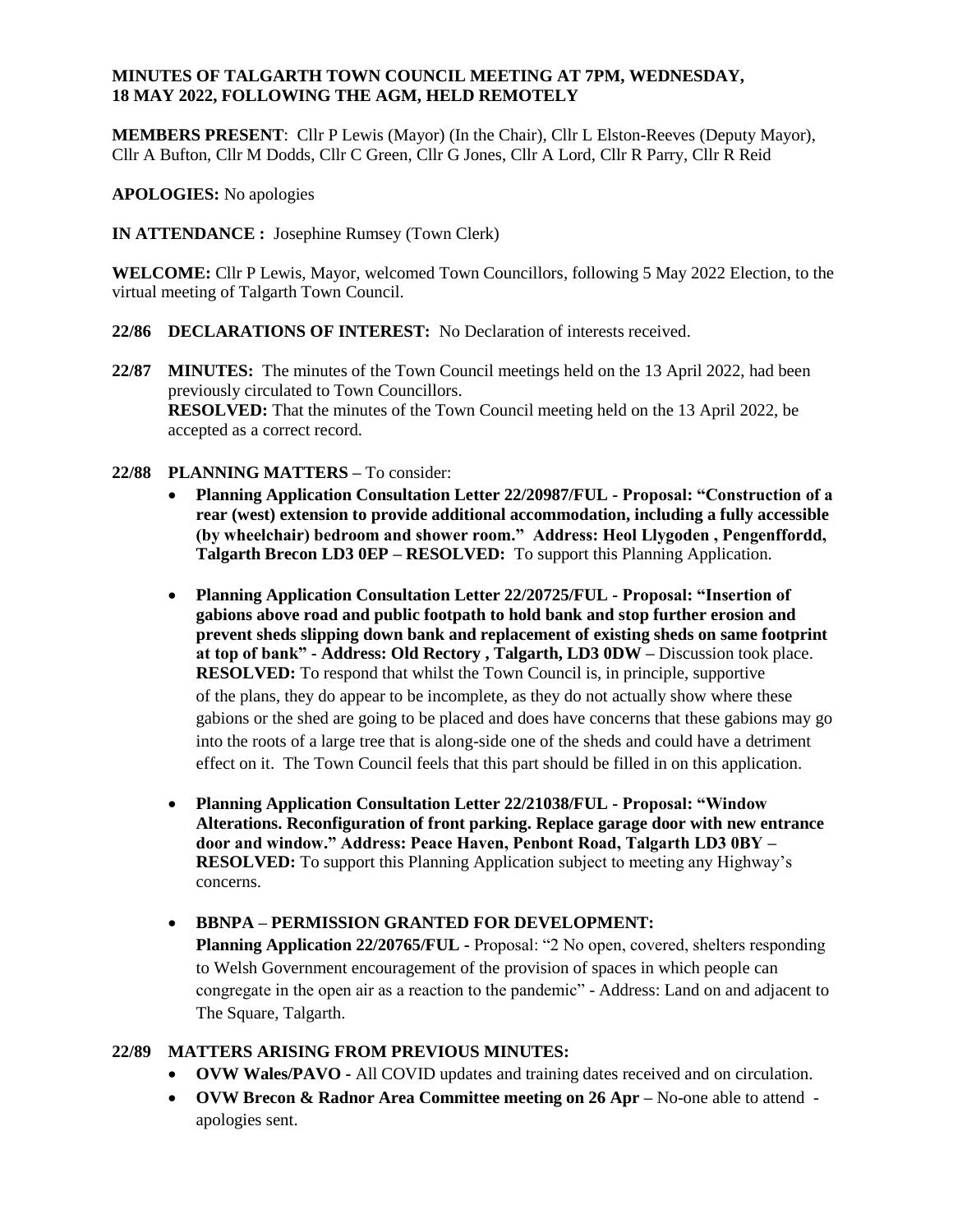**MINUTES OF TALGARTH TOWN COUNCIL MEETING AT 7PM, WEDNESDAY, 18 MAY 2022, FOLLOWING THE AGM, HELD REMOTELY**

**MEMBERS PRESENT**: Cllr P Lewis (Mayor) (In the Chair), Cllr L Elston-Reeves (Deputy Mayor), Cllr A Bufton, Cllr M Dodds, Cllr C Green, Cllr G Jones, Cllr A Lord, Cllr R Parry, Cllr R Reid

**APOLOGIES:** No apologies

**IN ATTENDANCE :** Josephine Rumsey (Town Clerk)

**WELCOME:** Cllr P Lewis, Mayor, welcomed Town Councillors, following 5 May 2022 Election, to the virtual meeting of Talgarth Town Council.

**22/86 DECLARATIONS OF INTEREST:** No Declaration of interests received.

**22/87 MINUTES:** The minutes of the Town Council meetings held on the 13 April 2022, had been previously circulated to Town Councillors.
**RESOLVED:** That the minutes of the Town Council meeting held on the 13 April 2022, be accepted as a correct record.

**22/88 PLANNING MATTERS –** To consider:

- **Planning Application Consultation Letter 22/20987/FUL - Proposal: "Construction of a rear (west) extension to provide additional accommodation, including a fully accessible (by wheelchair) bedroom and shower room." Address: Heol Llygoden , Pengenffordd, Talgarth Brecon LD3 0EP – RESOLVED:** To support this Planning Application.

- **Planning Application Consultation Letter 22/20725/FUL - Proposal: "Insertion of gabions above road and public footpath to hold bank and stop further erosion and prevent sheds slipping down bank and replacement of existing sheds on same footprint at top of bank" - Address: Old Rectory , Talgarth, LD3 0DW –** Discussion took place. **RESOLVED:** To respond that whilst the Town Council is, in principle, supportive of the plans, they do appear to be incomplete, as they do not actually show where these gabions or the shed are going to be placed and does have concerns that these gabions may go into the roots of a large tree that is along-side one of the sheds and could have a detriment effect on it. The Town Council feels that this part should be filled in on this application.

- **Planning Application Consultation Letter 22/21038/FUL - Proposal: "Window Alterations. Reconfiguration of front parking. Replace garage door with new entrance door and window." Address: Peace Haven, Penbont Road, Talgarth LD3 0BY – RESOLVED:** To support this Planning Application subject to meeting any Highway's concerns.

- **BBNPA – PERMISSION GRANTED FOR DEVELOPMENT:**
  **Planning Application 22/20765/FUL -** Proposal: "2 No open, covered, shelters responding to Welsh Government encouragement of the provision of spaces in which people can congregate in the open air as a reaction to the pandemic" - Address: Land on and adjacent to The Square, Talgarth.

**22/89 MATTERS ARISING FROM PREVIOUS MINUTES:**

- **OVW Wales/PAVO -** All COVID updates and training dates received and on circulation.
- **OVW Brecon & Radnor Area Committee meeting on 26 Apr –** No-one able to attend - apologies sent.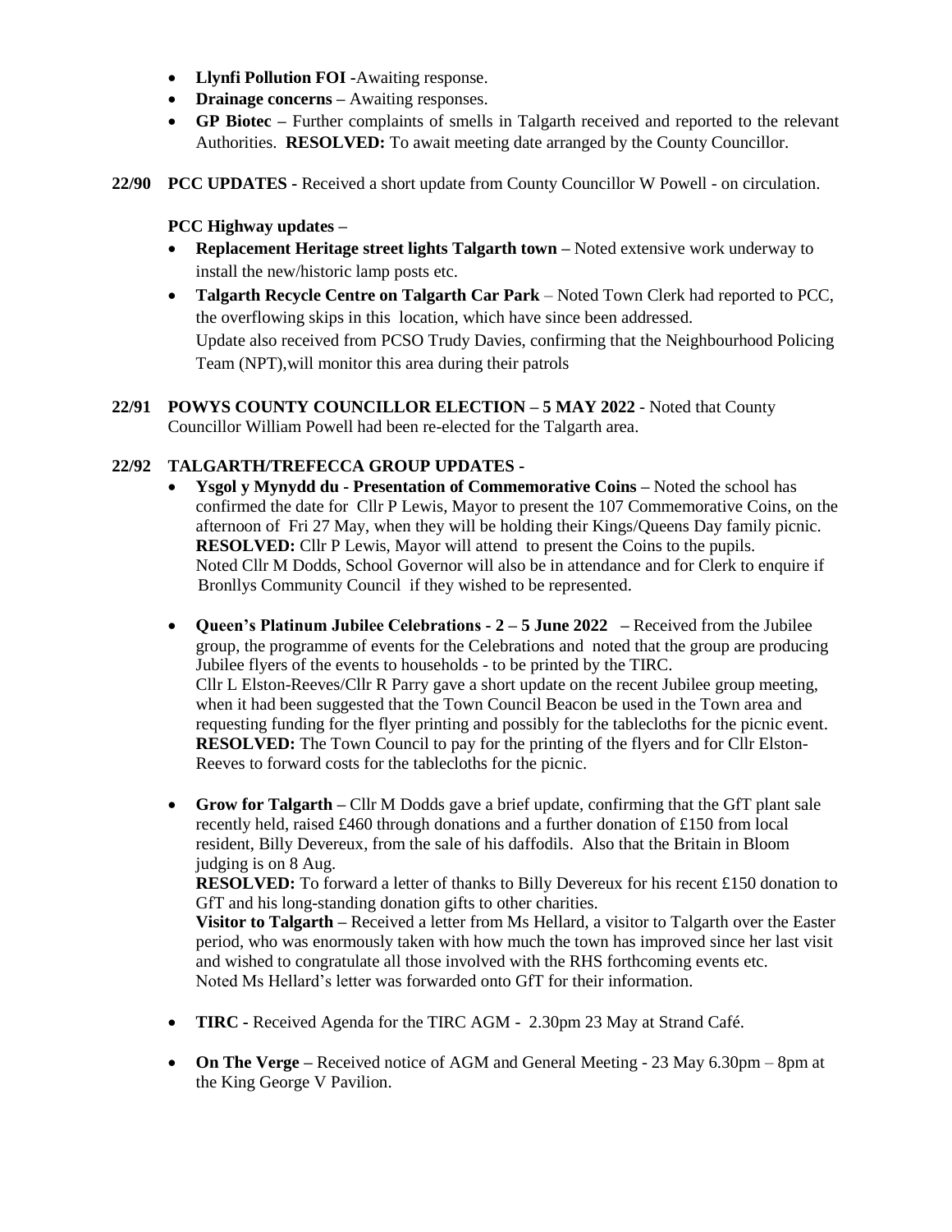- **Llynfi Pollution FOI** -Awaiting response.
- **Drainage concerns –** Awaiting responses.
- **GP Biotec –** Further complaints of smells in Talgarth received and reported to the relevant Authorities. **RESOLVED:** To await meeting date arranged by the County Councillor.

**22/90 PCC UPDATES -** Received a short update from County Councillor W Powell - on circulation.

**PCC Highway updates –**

- **Replacement Heritage street lights Talgarth town –** Noted extensive work underway to install the new/historic lamp posts etc.
- **Talgarth Recycle Centre on Talgarth Car Park** – Noted Town Clerk had reported to PCC, the overflowing skips in this location, which have since been addressed. Update also received from PCSO Trudy Davies, confirming that the Neighbourhood Policing Team (NPT),will monitor this area during their patrols

**22/91 POWYS COUNTY COUNCILLOR ELECTION – 5 MAY 2022** - Noted that County Councillor William Powell had been re-elected for the Talgarth area.

**22/92 TALGARTH/TREFECCA GROUP UPDATES -**

- **Ysgol y Mynydd du - Presentation of Commemorative Coins –** Noted the school has confirmed the date for Cllr P Lewis, Mayor to present the 107 Commemorative Coins, on the afternoon of Fri 27 May, when they will be holding their Kings/Queens Day family picnic. **RESOLVED:** Cllr P Lewis, Mayor will attend to present the Coins to the pupils. Noted Cllr M Dodds, School Governor will also be in attendance and for Clerk to enquire if Bronllys Community Council if they wished to be represented.

- **Queen's Platinum Jubilee Celebrations - 2 – 5 June 2022 –** Received from the Jubilee group, the programme of events for the Celebrations and noted that the group are producing Jubilee flyers of the events to households - to be printed by the TIRC. Cllr L Elston-Reeves/Cllr R Parry gave a short update on the recent Jubilee group meeting, when it had been suggested that the Town Council Beacon be used in the Town area and requesting funding for the flyer printing and possibly for the tablecloths for the picnic event. **RESOLVED:** The Town Council to pay for the printing of the flyers and for Cllr Elston-Reeves to forward costs for the tablecloths for the picnic.

- **Grow for Talgarth –** Cllr M Dodds gave a brief update, confirming that the GfT plant sale recently held, raised £460 through donations and a further donation of £150 from local resident, Billy Devereux, from the sale of his daffodils. Also that the Britain in Bloom judging is on 8 Aug.
  **RESOLVED:** To forward a letter of thanks to Billy Devereux for his recent £150 donation to GfT and his long-standing donation gifts to other charities.
  **Visitor to Talgarth –** Received a letter from Ms Hellard, a visitor to Talgarth over the Easter period, who was enormously taken with how much the town has improved since her last visit and wished to congratulate all those involved with the RHS forthcoming events etc. Noted Ms Hellard's letter was forwarded onto GfT for their information.

- **TIRC -** Received Agenda for the TIRC AGM - 2.30pm 23 May at Strand Café.

- **On The Verge –** Received notice of AGM and General Meeting - 23 May 6.30pm – 8pm at the King George V Pavilion.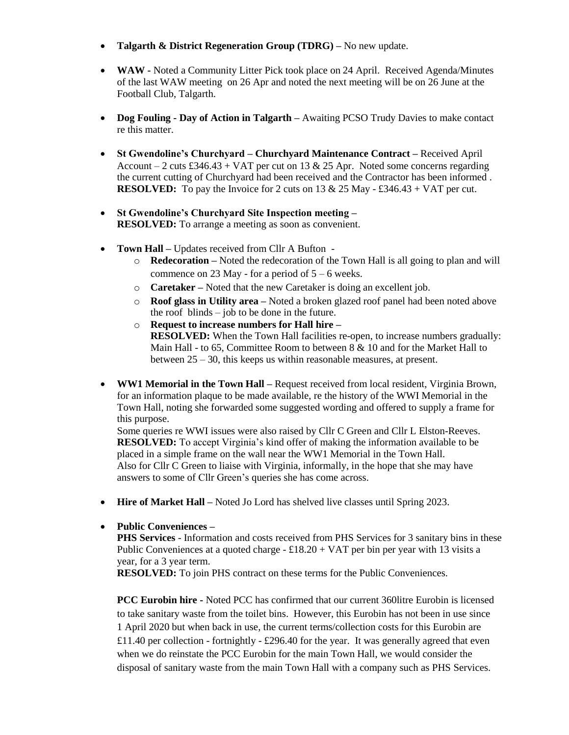- **Talgarth & District Regeneration Group (TDRG) –** No new update.

- **WAW -** Noted a Community Litter Pick took place on 24 April. Received Agenda/Minutes of the last WAW meeting on 26 Apr and noted the next meeting will be on 26 June at the Football Club, Talgarth.

- **Dog Fouling - Day of Action in Talgarth –** Awaiting PCSO Trudy Davies to make contact re this matter.

- **St Gwendoline's Churchyard – Churchyard Maintenance Contract –** Received April Account – 2 cuts £346.43 + VAT per cut on 13 & 25 Apr. Noted some concerns regarding the current cutting of Churchyard had been received and the Contractor has been informed . **RESOLVED:** To pay the Invoice for 2 cuts on 13 & 25 May - £346.43 + VAT per cut.

- **St Gwendoline's Churchyard Site Inspection meeting –**
  **RESOLVED:** To arrange a meeting as soon as convenient.

- **Town Hall –** Updates received from Cllr A Bufton -
  - **Redecoration –** Noted the redecoration of the Town Hall is all going to plan and will commence on 23 May - for a period of 5 – 6 weeks.
  - **Caretaker –** Noted that the new Caretaker is doing an excellent job.
  - **Roof glass in Utility area –** Noted a broken glazed roof panel had been noted above the roof blinds – job to be done in the future.
  - **Request to increase numbers for Hall hire –**
    **RESOLVED:** When the Town Hall facilities re-open, to increase numbers gradually: Main Hall - to 65, Committee Room to between 8 & 10 and for the Market Hall to between 25 – 30, this keeps us within reasonable measures, at present.

- **WW1 Memorial in the Town Hall –** Request received from local resident, Virginia Brown, for an information plaque to be made available, re the history of the WWI Memorial in the Town Hall, noting she forwarded some suggested wording and offered to supply a frame for this purpose.
  Some queries re WWI issues were also raised by Cllr C Green and Cllr L Elston-Reeves.
  **RESOLVED:** To accept Virginia's kind offer of making the information available to be placed in a simple frame on the wall near the WW1 Memorial in the Town Hall.
  Also for Cllr C Green to liaise with Virginia, informally, in the hope that she may have answers to some of Cllr Green's queries she has come across.

- **Hire of Market Hall –** Noted Jo Lord has shelved live classes until Spring 2023.

- **Public Conveniences –**
  **PHS Services** - Information and costs received from PHS Services for 3 sanitary bins in these Public Conveniences at a quoted charge - £18.20 + VAT per bin per year with 13 visits a year, for a 3 year term.
  **RESOLVED:** To join PHS contract on these terms for the Public Conveniences.

  **PCC Eurobin hire -** Noted PCC has confirmed that our current 360litre Eurobin is licensed to take sanitary waste from the toilet bins. However, this Eurobin has not been in use since 1 April 2020 but when back in use, the current terms/collection costs for this Eurobin are £11.40 per collection - fortnightly - £296.40 for the year. It was generally agreed that even when we do reinstate the PCC Eurobin for the main Town Hall, we would consider the disposal of sanitary waste from the main Town Hall with a company such as PHS Services.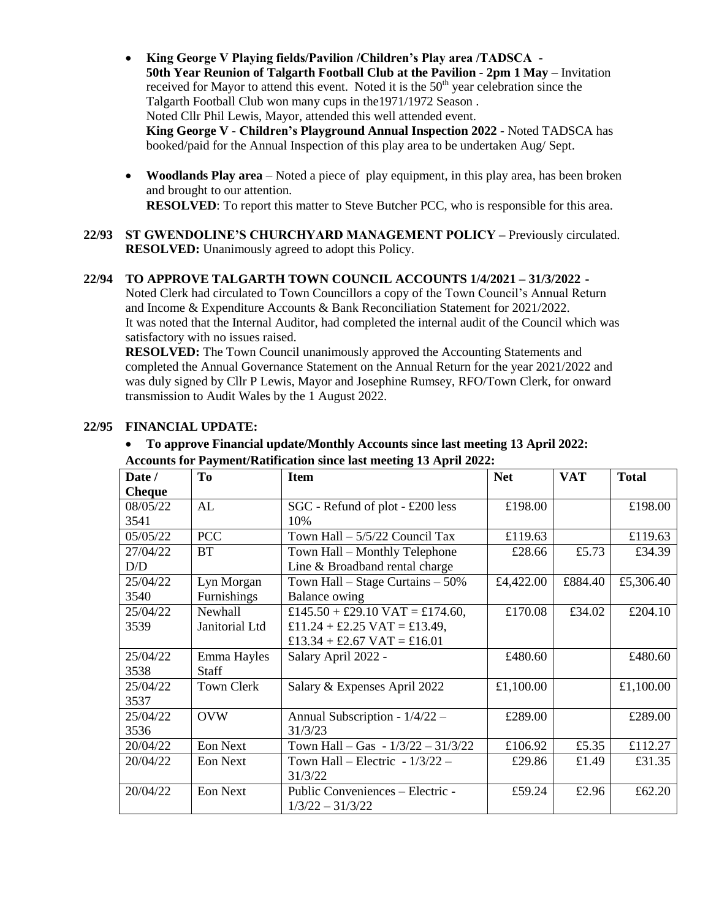- **King George V Playing fields/Pavilion /Children's Play area /TADSCA - 50th Year Reunion of Talgarth Football Club at the Pavilion - 2pm 1 May –** Invitation received for Mayor to attend this event. Noted it is the 50th year celebration since the Talgarth Football Club won many cups in the1971/1972 Season .
  Noted Cllr Phil Lewis, Mayor, attended this well attended event.
  **King George V - Children's Playground Annual Inspection 2022 -** Noted TADSCA has booked/paid for the Annual Inspection of this play area to be undertaken Aug/ Sept.

- **Woodlands Play area** – Noted a piece of play equipment, in this play area, has been broken and brought to our attention.
  **RESOLVED**: To report this matter to Steve Butcher PCC, who is responsible for this area.

**22/93 ST GWENDOLINE'S CHURCHYARD MANAGEMENT POLICY –** Previously circulated.
**RESOLVED:** Unanimously agreed to adopt this Policy.

**22/94 TO APPROVE TALGARTH TOWN COUNCIL ACCOUNTS 1/4/2021 – 31/3/2022 -**
Noted Clerk had circulated to Town Councillors a copy of the Town Council's Annual Return and Income & Expenditure Accounts & Bank Reconciliation Statement for 2021/2022.
It was noted that the Internal Auditor, had completed the internal audit of the Council which was satisfactory with no issues raised.
**RESOLVED:** The Town Council unanimously approved the Accounting Statements and completed the Annual Governance Statement on the Annual Return for the year 2021/2022 and was duly signed by Cllr P Lewis, Mayor and Josephine Rumsey, RFO/Town Clerk, for onward transmission to Audit Wales by the 1 August 2022.

**22/95 FINANCIAL UPDATE:**

- **To approve Financial update/Monthly Accounts since last meeting 13 April 2022:**

**Accounts for Payment/Ratification since last meeting 13 April 2022:**

| Date / Cheque | To | Item | Net | VAT | Total |
|---|---|---|---|---|---|
| 08/05/22 3541 | AL | SGC - Refund of plot - £200 less 10% | £198.00 | | £198.00 |
| 05/05/22 | PCC | Town Hall – 5/5/22 Council Tax | £119.63 | | £119.63 |
| 27/04/22 D/D | BT | Town Hall – Monthly Telephone Line & Broadband rental charge | £28.66 | £5.73 | £34.39 |
| 25/04/22 3540 | Lyn Morgan Furnishings | Town Hall – Stage Curtains – 50% Balance owing | £4,422.00 | £884.40 | £5,306.40 |
| 25/04/22 3539 | Newhall Janitorial Ltd | £145.50 + £29.10 VAT = £174.60, £11.24 + £2.25 VAT = £13.49, £13.34 + £2.67 VAT = £16.01 | £170.08 | £34.02 | £204.10 |
| 25/04/22 3538 | Emma Hayles Staff | Salary April 2022 - | £480.60 | | £480.60 |
| 25/04/22 3537 | Town Clerk | Salary & Expenses April 2022 | £1,100.00 | | £1,100.00 |
| 25/04/22 3536 | OVW | Annual Subscription - 1/4/22 – 31/3/23 | £289.00 | | £289.00 |
| 20/04/22 | Eon Next | Town Hall – Gas - 1/3/22 – 31/3/22 | £106.92 | £5.35 | £112.27 |
| 20/04/22 | Eon Next | Town Hall – Electric - 1/3/22 – 31/3/22 | £29.86 | £1.49 | £31.35 |
| 20/04/22 | Eon Next | Public Conveniences – Electric - 1/3/22 – 31/3/22 | £59.24 | £2.96 | £62.20 |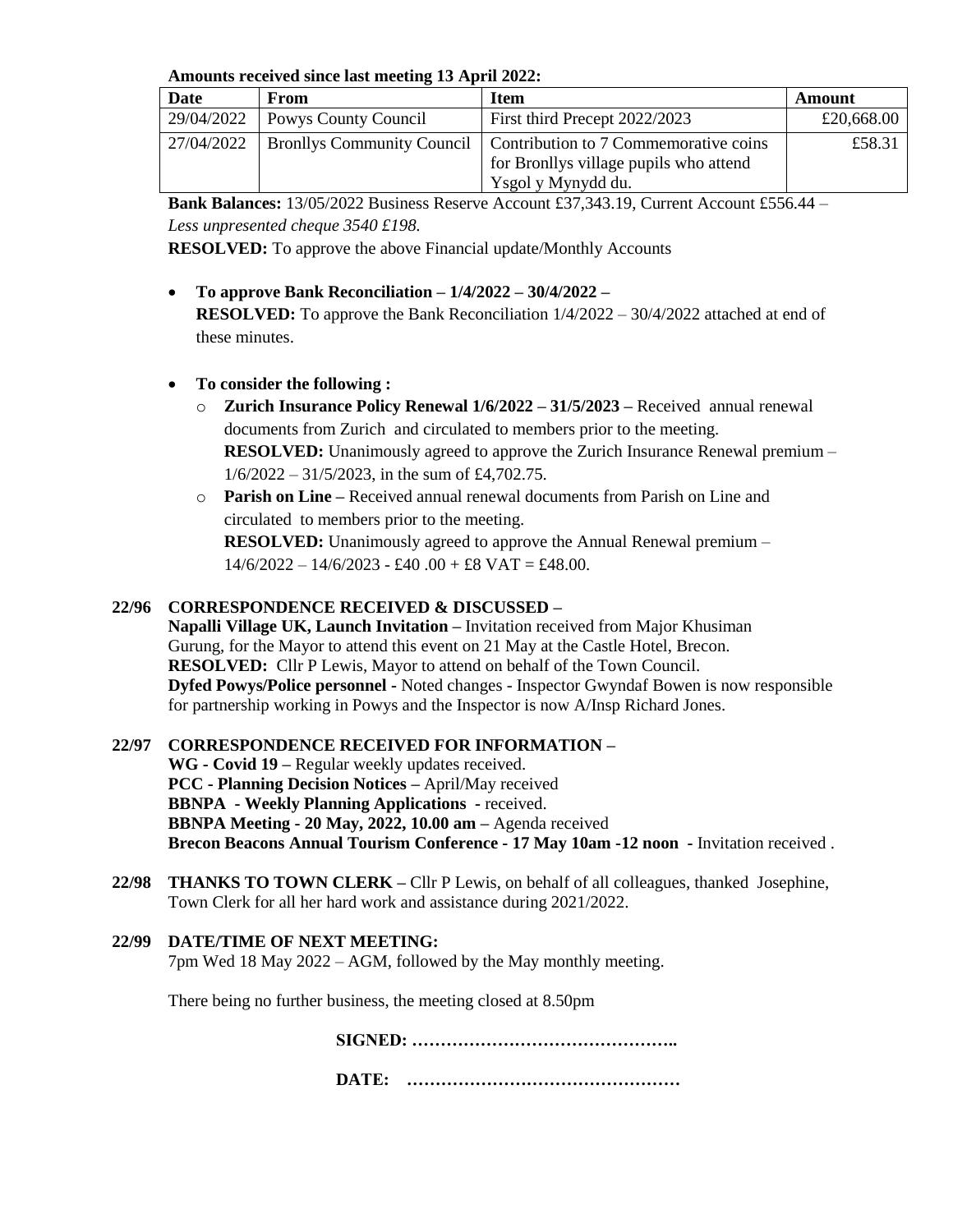**Amounts received since last meeting 13 April 2022:**

| Date | From | Item | Amount |
|---|---|---|---|
| 29/04/2022 | Powys County Council | First third Precept 2022/2023 | £20,668.00 |
| 27/04/2022 | Bronllys Community Council | Contribution to 7 Commemorative coins for Bronllys village pupils who attend Ysgol y Mynydd du. | £58.31 |

**Bank Balances:** 13/05/2022 Business Reserve Account £37,343.19, Current Account £556.44 – *Less unpresented cheque 3540 £198.*

**RESOLVED:** To approve the above Financial update/Monthly Accounts

- **To approve Bank Reconciliation – 1/4/2022 – 30/4/2022 –**
  **RESOLVED:** To approve the Bank Reconciliation 1/4/2022 – 30/4/2022 attached at end of these minutes.

- **To consider the following :**
  - **Zurich Insurance Policy Renewal 1/6/2022 – 31/5/2023 –** Received annual renewal documents from Zurich and circulated to members prior to the meeting.
    **RESOLVED:** Unanimously agreed to approve the Zurich Insurance Renewal premium – 1/6/2022 – 31/5/2023, in the sum of £4,702.75.
  - **Parish on Line –** Received annual renewal documents from Parish on Line and circulated to members prior to the meeting.
    **RESOLVED:** Unanimously agreed to approve the Annual Renewal premium – 14/6/2022 – 14/6/2023 - £40 .00 + £8 VAT = £48.00.

**22/96 CORRESPONDENCE RECEIVED & DISCUSSED –**

**Napalli Village UK, Launch Invitation –** Invitation received from Major Khusiman Gurung, for the Mayor to attend this event on 21 May at the Castle Hotel, Brecon.
**RESOLVED:** Cllr P Lewis, Mayor to attend on behalf of the Town Council.
**Dyfed Powys/Police personnel -** Noted changes - Inspector Gwyndaf Bowen is now responsible for partnership working in Powys and the Inspector is now A/Insp Richard Jones.

**22/97 CORRESPONDENCE RECEIVED FOR INFORMATION –**

**WG - Covid 19 –** Regular weekly updates received.
**PCC - Planning Decision Notices –** April/May received
**BBNPA - Weekly Planning Applications -** received.
**BBNPA Meeting - 20 May, 2022, 10.00 am –** Agenda received
**Brecon Beacons Annual Tourism Conference - 17 May 10am -12 noon -** Invitation received .

**22/98 THANKS TO TOWN CLERK –** Cllr P Lewis, on behalf of all colleagues, thanked Josephine, Town Clerk for all her hard work and assistance during 2021/2022.

**22/99 DATE/TIME OF NEXT MEETING:**

7pm Wed 18 May 2022 – AGM, followed by the May monthly meeting.

There being no further business, the meeting closed at 8.50pm

**SIGNED: ………………………………………..**

**DATE: …………………………………………**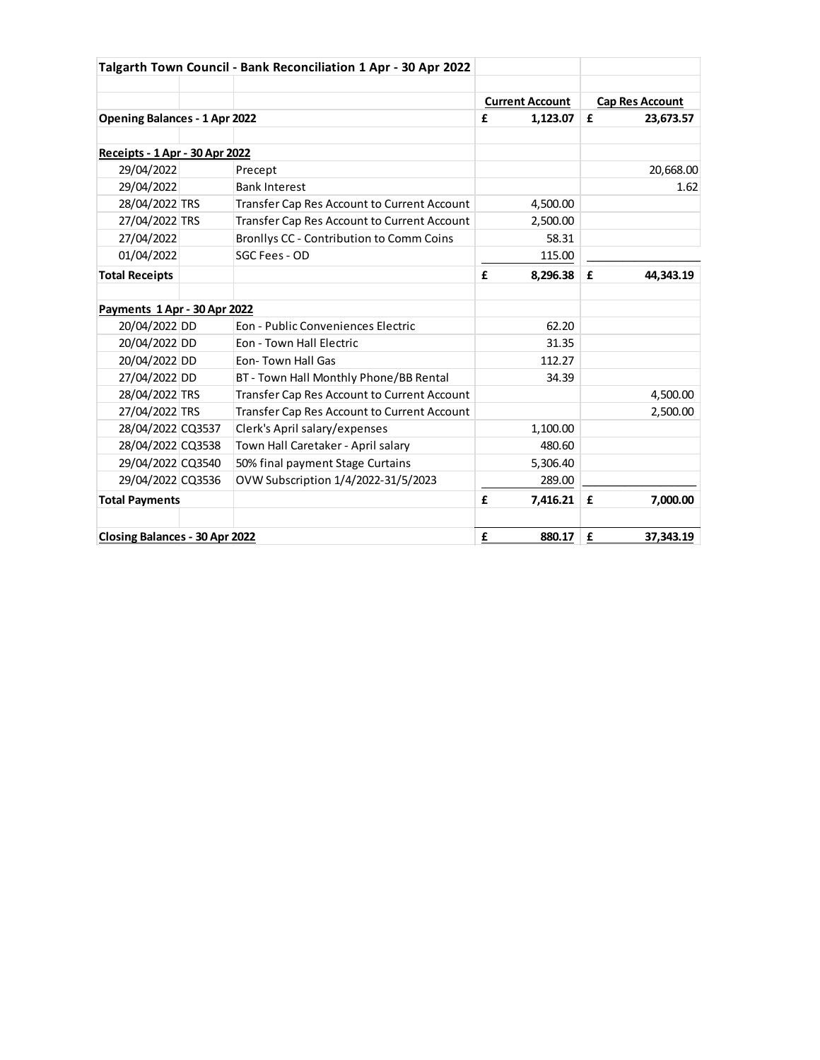| Talgarth Town Council - Bank Reconciliation 1 Apr - 30 Apr 2022 | | | | |
|---|---|---|---|---|
| | | | **Current Account** | **Cap Res Account** |
| **Opening Balances - 1 Apr 2022** | | | £ 1,123.07 | £ 23,673.57 |
| | | | | |
| **Receipts - 1 Apr - 30 Apr 2022** | | | | |
| 29/04/2022 | | Precept | | 20,668.00 |
| 29/04/2022 | | Bank Interest | | 1.62 |
| 28/04/2022 | TRS | Transfer Cap Res Account to Current Account | 4,500.00 | |
| 27/04/2022 | TRS | Transfer Cap Res Account to Current Account | 2,500.00 | |
| 27/04/2022 | | Bronllys CC - Contribution to Comm Coins | 58.31 | |
| 01/04/2022 | | SGC Fees - OD | 115.00 | |
| **Total Receipts** | | | £ 8,296.38 | £ 44,343.19 |
| | | | | |
| **Payments 1 Apr - 30 Apr 2022** | | | | |
| 20/04/2022 | DD | Eon - Public Conveniences Electric | 62.20 | |
| 20/04/2022 | DD | Eon - Town Hall Electric | 31.35 | |
| 20/04/2022 | DD | Eon- Town Hall Gas | 112.27 | |
| 27/04/2022 | DD | BT - Town Hall Monthly Phone/BB Rental | 34.39 | |
| 28/04/2022 | TRS | Transfer Cap Res Account to Current Account | | 4,500.00 |
| 27/04/2022 | TRS | Transfer Cap Res Account to Current Account | | 2,500.00 |
| 28/04/2022 | CQ3537 | Clerk's April salary/expenses | 1,100.00 | |
| 28/04/2022 | CQ3538 | Town Hall Caretaker - April salary | 480.60 | |
| 29/04/2022 | CQ3540 | 50% final payment Stage Curtains | 5,306.40 | |
| 29/04/2022 | CQ3536 | OVW Subscription 1/4/2022-31/5/2023 | 289.00 | |
| **Total Payments** | | | £ 7,416.21 | £ 7,000.00 |
| | | | | |
| **Closing Balances - 30 Apr 2022** | | | £ 880.17 | £ 37,343.19 |